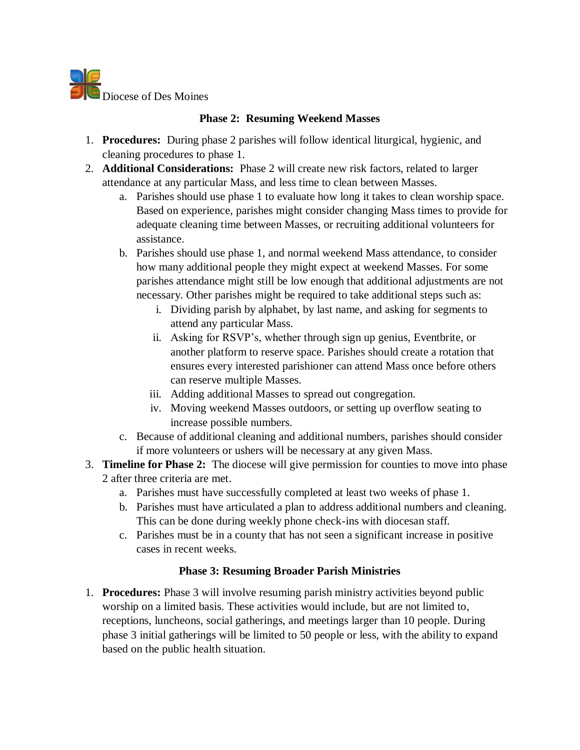Diocese of Des Moines

## Phase 2: Resuming Weekend Masses

1. **Procedures:** During phase 2 parishes will follow identical liturgical, hygienic, and cleaning procedures to phase 1.
2. **Additional Considerations:** Phase 2 will create new risk factors, related to larger attendance at any particular Mass, and less time to clean between Masses.
   a. Parishes should use phase 1 to evaluate how long it takes to clean worship space. Based on experience, parishes might consider changing Mass times to provide for adequate cleaning time between Masses, or recruiting additional volunteers for assistance.
   b. Parishes should use phase 1, and normal weekend Mass attendance, to consider how many additional people they might expect at weekend Masses. For some parishes attendance might still be low enough that additional adjustments are not necessary. Other parishes might be required to take additional steps such as:
      i. Dividing parish by alphabet, by last name, and asking for segments to attend any particular Mass.
      ii. Asking for RSVP's, whether through sign up genius, Eventbrite, or another platform to reserve space. Parishes should create a rotation that ensures every interested parishioner can attend Mass once before others can reserve multiple Masses.
      iii. Adding additional Masses to spread out congregation.
      iv. Moving weekend Masses outdoors, or setting up overflow seating to increase possible numbers.
   c. Because of additional cleaning and additional numbers, parishes should consider if more volunteers or ushers will be necessary at any given Mass.
3. **Timeline for Phase 2:** The diocese will give permission for counties to move into phase 2 after three criteria are met.
   a. Parishes must have successfully completed at least two weeks of phase 1.
   b. Parishes must have articulated a plan to address additional numbers and cleaning. This can be done during weekly phone check-ins with diocesan staff.
   c. Parishes must be in a county that has not seen a significant increase in positive cases in recent weeks.

## Phase 3: Resuming Broader Parish Ministries

1. **Procedures:** Phase 3 will involve resuming parish ministry activities beyond public worship on a limited basis. These activities would include, but are not limited to, receptions, luncheons, social gatherings, and meetings larger than 10 people. During phase 3 initial gatherings will be limited to 50 people or less, with the ability to expand based on the public health situation.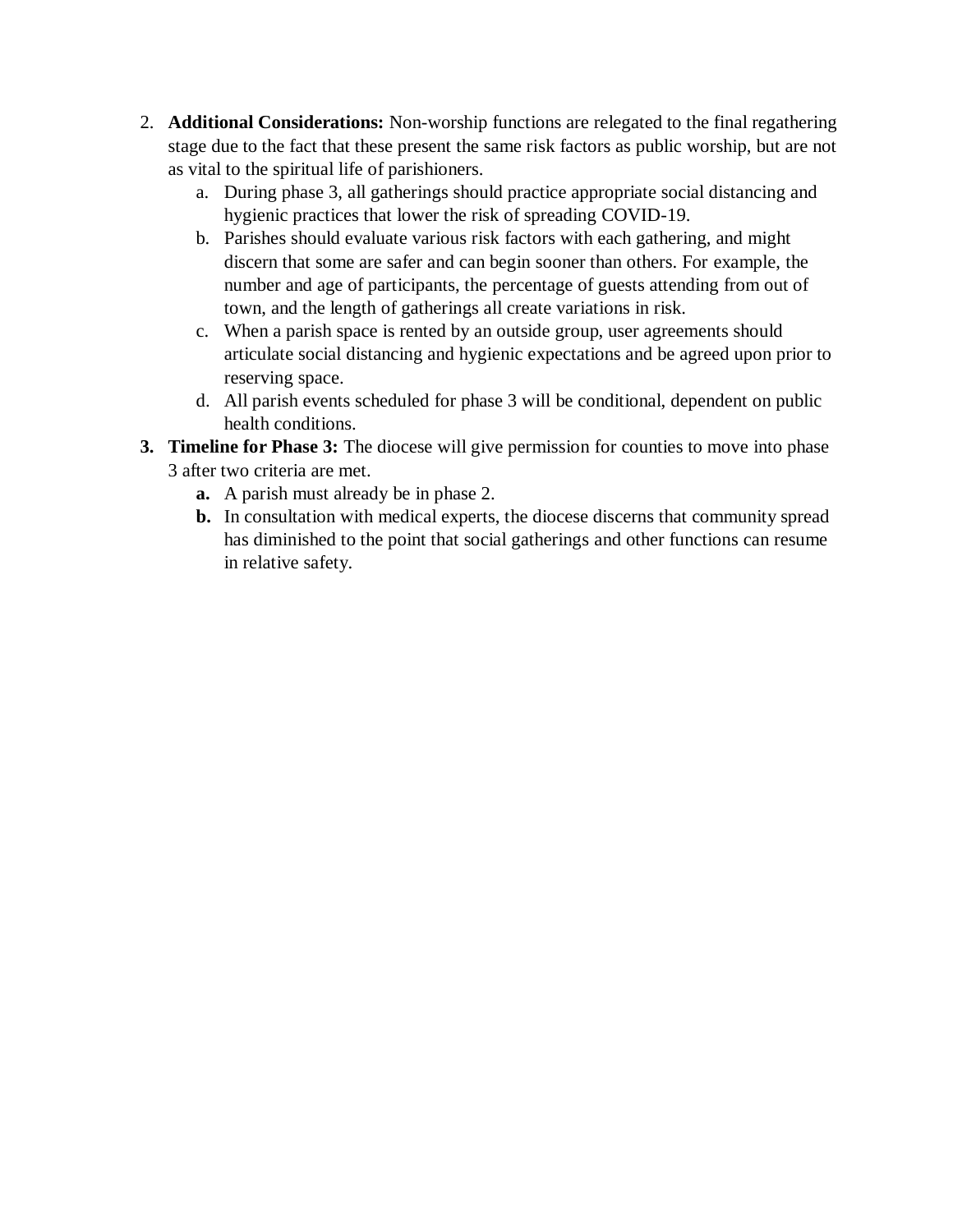2. **Additional Considerations:** Non-worship functions are relegated to the final regathering stage due to the fact that these present the same risk factors as public worship, but are not as vital to the spiritual life of parishioners.
    a. During phase 3, all gatherings should practice appropriate social distancing and hygienic practices that lower the risk of spreading COVID-19.
    b. Parishes should evaluate various risk factors with each gathering, and might discern that some are safer and can begin sooner than others. For example, the number and age of participants, the percentage of guests attending from out of town, and the length of gatherings all create variations in risk.
    c. When a parish space is rented by an outside group, user agreements should articulate social distancing and hygienic expectations and be agreed upon prior to reserving space.
    d. All parish events scheduled for phase 3 will be conditional, dependent on public health conditions.
3. **Timeline for Phase 3:** The diocese will give permission for counties to move into phase 3 after two criteria are met.
    **a.** A parish must already be in phase 2.
    **b.** In consultation with medical experts, the diocese discerns that community spread has diminished to the point that social gatherings and other functions can resume in relative safety.